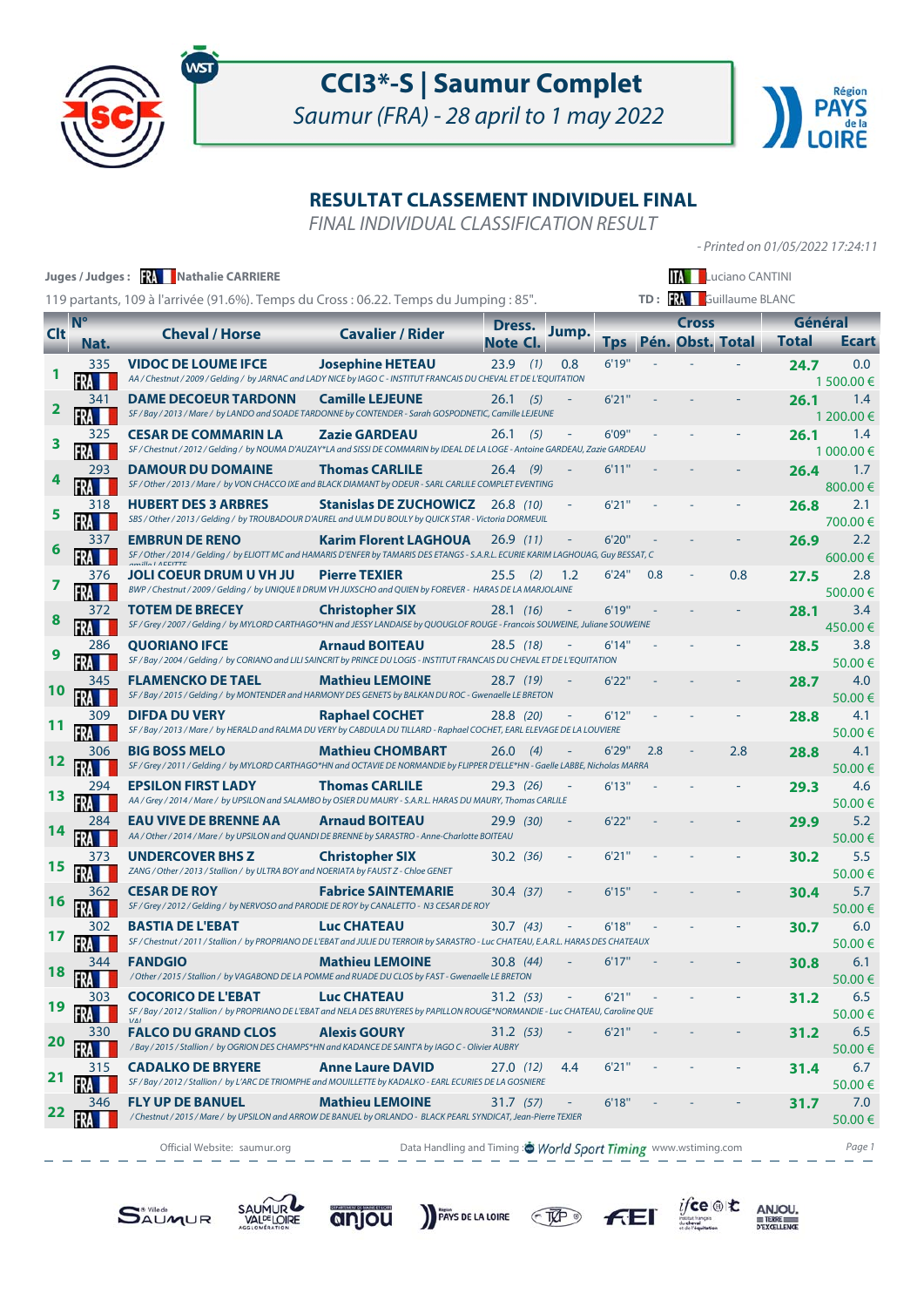# CCI3*-S | Saumur Complet

*Saumur (FRA) - 28 april to 1 may 2022*

## RESULTAT CLASSEMENT INDIVIDUEL FINAL

*FINAL INDIVIDUAL CLASSIFICATION RESULT*

- Printed on 01/05/2022 17:24:11

Juges / Judges : FRA Nathalie CARRIERE — ITA Luciano CANTINI

TD : FRA Guillaume BLANC

119 partants, 109 à l'arrivée (91.6%). Temps du Cross : 06.22. Temps du Jumping : 85".

| Clt | N° Nat. | Cheval / Horse | Cavalier / Rider | Dress. Note | Dress. Cl. | Jump. | Cross Tps | Cross Pén. | Cross Obst. | Cross Total | Général Total | Général Ecart |
|---|---|---|---|---|---|---|---|---|---|---|---|---|
| 1 | 335 FRA | **VIDOC DE LOUME IFCE**<br>AA / Chestnut / 2009 / Gelding / by JARNAC and LADY NICE by IAGO C - INSTITUT FRANCAIS DU CHEVAL ET DE L'EQUITATION | **Josephine HETEAU** | 23.9 | (1) | 0.8 | 6'19" | - | - | - | **24.7** | 0.0<br>1 500.00 € |
| 2 | 341 FRA | **DAME DECOEUR TARDONN**<br>SF / Bay / 2013 / Mare / by LANDO and SOADE TARDONNE by CONTENDER - Sarah GOSPODNETIC, Camille LEJEUNE | **Camille LEJEUNE** | 26.1 | (5) | - | 6'21" | - | - | - | **26.1** | 1.4<br>1 200.00 € |
| 3 | 325 FRA | **CESAR DE COMMARIN LA**<br>SF / Chestnut / 2012 / Gelding / by NOUMA D'AUZAY*LA and SISSI DE COMMARIN by IDEAL DE LA LOGE - Antoine GARDEAU, Zazie GARDEAU | **Zazie GARDEAU** | 26.1 | (5) | - | 6'09" | - | - | - | **26.1** | 1.4<br>1 000.00 € |
| 4 | 293 FRA | **DAMOUR DU DOMAINE**<br>SF / Other / 2013 / Mare / by VON CHACCO IXE and BLACK DIAMANT by ODEUR - SARL CARLILE COMPLET EVENTING | **Thomas CARLILE** | 26.4 | (9) | - | 6'11" | - | - | - | **26.4** | 1.7<br>800.00 € |
| 5 | 318 FRA | **HUBERT DES 3 ARBRES**<br>SBS / Other / 2013 / Gelding / by TROUBADOUR D'AUREL and ULM DU BOULY by QUICK STAR - Victoria DORMEUIL | **Stanislas DE ZUCHOWICZ** | 26.8 | (10) | - | 6'21" | - | - | - | **26.8** | 2.1<br>700.00 € |
| 6 | 337 FRA | **EMBRUN DE RENO**<br>SF / Other / 2014 / Gelding / by ELIOTT MC and HAMARIS D'ENFER by TAMARIS DES ETANGS - S.A.R.L. ECURIE KARIM LAGHOUAG, Guy BESSAT, Camille LAFFITTE | **Karim Florent LAGHOUA** | 26.9 | (11) | - | 6'20" | - | - | - | **26.9** | 2.2<br>600.00 € |
| 7 | 376 FRA | **JOLI COEUR DRUM U VH JU**<br>BWP / Chestnut / 2009 / Gelding / by UNIQUE II DRUM VH JUXSCHO and QUIEN by FOREVER - HARAS DE LA MARJOLAINE | **Pierre TEXIER** | 25.5 | (2) | 1.2 | 6'24" | 0.8 | - | 0.8 | **27.5** | 2.8<br>500.00 € |
| 8 | 372 FRA | **TOTEM DE BRECEY**<br>SF / Grey / 2007 / Gelding / by MYLORD CARTHAGO*HN and JESSY LANDAISE by QUOUGLOF ROUGE - Francois SOUWEINE, Juliane SOUWEINE | **Christopher SIX** | 28.1 | (16) | - | 6'19" | - | - | - | **28.1** | 3.4<br>450.00 € |
| 9 | 286 FRA | **QUORIANO IFCE**<br>SF / Bay / 2004 / Gelding / by CORIANO and LILI SAINCRIT by PRINCE DU LOGIS - INSTITUT FRANCAIS DU CHEVAL ET DE L'EQUITATION | **Arnaud BOITEAU** | 28.5 | (18) | - | 6'14" | - | - | - | **28.5** | 3.8<br>50.00 € |
| 10 | 345 FRA | **FLAMENCKO DE TAEL**<br>SF / Bay / 2015 / Gelding / by MONTENDER and HARMONY DES GENETS by BALKAN DU ROC - Gwenaelle LE BRETON | **Mathieu LEMOINE** | 28.7 | (19) | - | 6'22" | - | - | - | **28.7** | 4.0<br>50.00 € |
| 11 | 309 FRA | **DIFDA DU VERY**<br>SF / Bay / 2013 / Mare / by HERALD and RALMA DU VERY by CABDULA DU TILLARD - Raphael COCHET, EARL ELEVAGE DE LA LOUVIERE | **Raphael COCHET** | 28.8 | (20) | - | 6'12" | - | - | - | **28.8** | 4.1<br>50.00 € |
| 12 | 306 FRA | **BIG BOSS MELO**<br>SF / Grey / 2011 / Gelding / by MYLORD CARTHAGO*HN and OCTAVIE DE NORMANDIE by FLIPPER D'ELLE*HN - Gaelle LABBE, Nicholas MARRA | **Mathieu CHOMBART** | 26.0 | (4) | - | 6'29" | 2.8 | - | 2.8 | **28.8** | 4.1<br>50.00 € |
| 13 | 294 FRA | **EPSILON FIRST LADY**<br>AA / Grey / 2014 / Mare / by UPSILON and SALAMBO by OSIER DU MAURY - S.A.R.L. HARAS DU MAURY, Thomas CARLILE | **Thomas CARLILE** | 29.3 | (26) | - | 6'13" | - | - | - | **29.3** | 4.6<br>50.00 € |
| 14 | 284 FRA | **EAU VIVE DE BRENNE AA**<br>AA / Other / 2014 / Mare / by UPSILON and QUANDI DE BRENNE by SARASTRO - Anne-Charlotte BOITEAU | **Arnaud BOITEAU** | 29.9 | (30) | - | 6'22" | - | - | - | **29.9** | 5.2<br>50.00 € |
| 15 | 373 FRA | **UNDERCOVER BHS Z**<br>ZANG / Other / 2013 / Stallion / by ULTRA BOY and NOERIATA by FAUST Z - Chloe GENET | **Christopher SIX** | 30.2 | (36) | - | 6'21" | - | - | - | **30.2** | 5.5<br>50.00 € |
| 16 | 362 FRA | **CESAR DE ROY**<br>SF / Grey / 2012 / Gelding / by NERVOSO and PARODIE DE ROY by CANALETTO - N3 CESAR DE ROY | **Fabrice SAINTEMARIE** | 30.4 | (37) | - | 6'15" | - | - | - | **30.4** | 5.7<br>50.00 € |
| 17 | 302 FRA | **BASTIA DE L'EBAT**<br>SF / Chestnut / 2011 / Stallion / by PROPRIANO DE L'EBAT and JULIE DU TERROIR by SARASTRO - Luc CHATEAU, E.A.R.L. HARAS DES CHATEAUX | **Luc CHATEAU** | 30.7 | (43) | - | 6'18" | - | - | - | **30.7** | 6.0<br>50.00 € |
| 18 | 344 FRA | **FANDGIO**<br>/ Other / 2015 / Stallion / by VAGABOND DE LA POMME and RUADE DU CLOS by FAST - Gwenaelle LE BRETON | **Mathieu LEMOINE** | 30.8 | (44) | - | 6'17" | - | - | - | **30.8** | 6.1<br>50.00 € |
| 19 | 303 FRA | **COCORICO DE L'EBAT**<br>SF / Bay / 2012 / Stallion / by PROPRIANO DE L'EBAT and NELA DES BRUYERES by PAPILLON ROUGE*NORMANDIE - Luc CHATEAU, Caroline QUEVAL | **Luc CHATEAU** | 31.2 | (53) | - | 6'21" | - | - | - | **31.2** | 6.5<br>50.00 € |
| 20 | 330 FRA | **FALCO DU GRAND CLOS**<br>/ Bay / 2015 / Stallion / by OGRION DES CHAMPS*HN and KADANCE DE SAINT'A by IAGO C - Olivier AUBRY | **Alexis GOURY** | 31.2 | (53) | - | 6'21" | - | - | - | **31.2** | 6.5<br>50.00 € |
| 21 | 315 FRA | **CADALKO DE BRYERE**<br>SF / Bay / 2012 / Stallion / by L'ARC DE TRIOMPHE and MOUILLETTE by KADALKO - EARL ECURIES DE LA GOSNIERE | **Anne Laure DAVID** | 27.0 | (12) | 4.4 | 6'21" | - | - | - | **31.4** | 6.7<br>50.00 € |
| 22 | 346 FRA | **FLY UP DE BANUEL**<br>/ Chestnut / 2015 / Mare / by UPSILON and ARROW DE BANUEL by ORLANDO - BLACK PEARL SYNDICAT, Jean-Pierre TEXIER | **Mathieu LEMOINE** | 31.7 | (57) | - | 6'18" | - | - | - | **31.7** | 7.0<br>50.00 € |

Official Website: saumur.org — Data Handling and Timing : World Sport Timing www.wstiming.com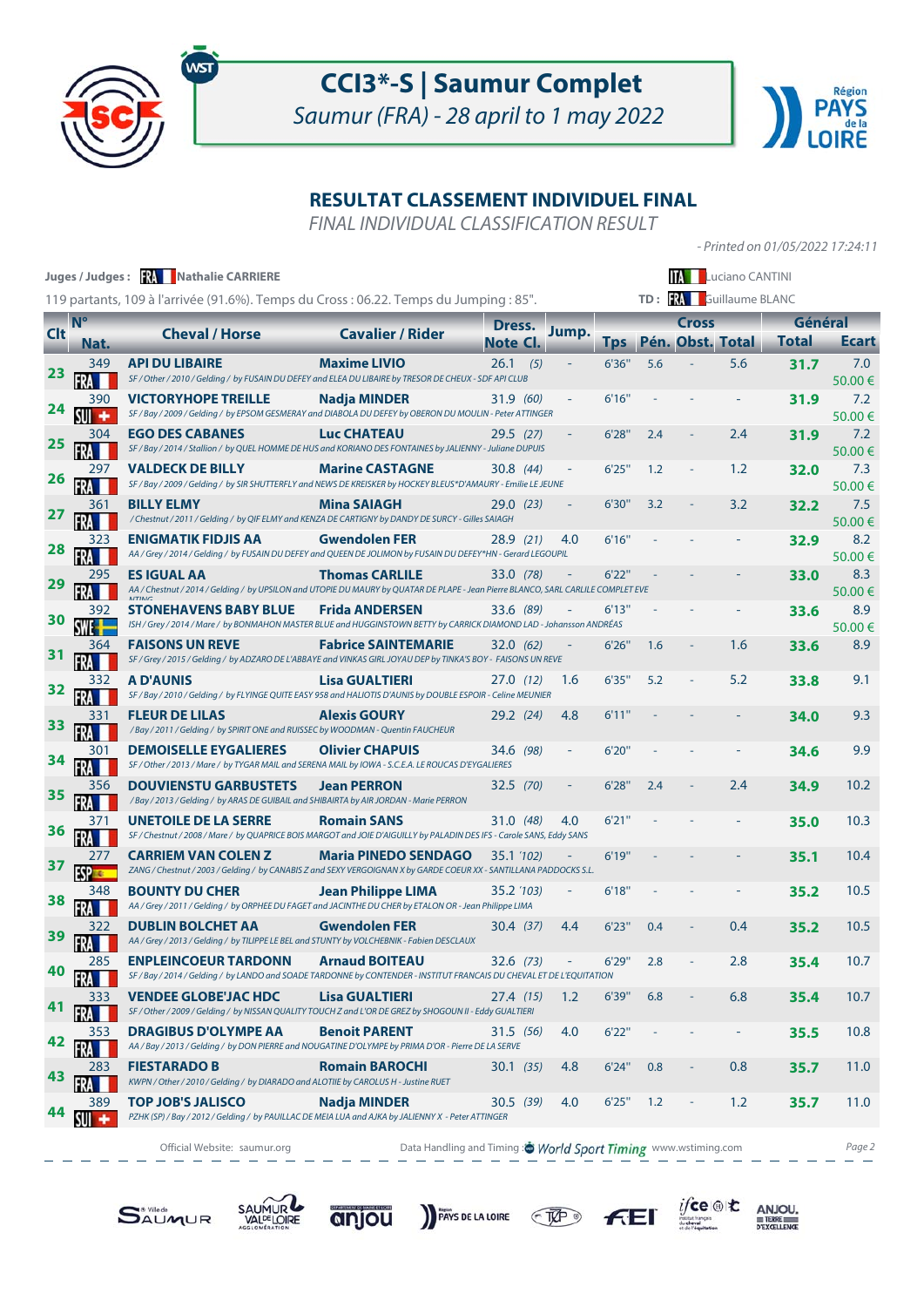# CCI3*-S | Saumur Complet

*Saumur (FRA) - 28 april to 1 may 2022*

## RESULTAT CLASSEMENT INDIVIDUEL FINAL

*FINAL INDIVIDUAL CLASSIFICATION RESULT*

*- Printed on 01/05/2022 17:24:11*

**Juges / Judges :** FRA **Nathalie CARRIERE** — ITA Luciano CANTINI

119 partants, 109 à l'arrivée (91.6%). Temps du Cross : 06.22. Temps du Jumping : 85". — TD : FRA Guillaume BLANC

| Clt | N° / Nat. | Cheval / Horse | Cavalier / Rider | Dress. Note Cl. | Jump. | Cross Tps | Cross Pén. | Cross Obst. | Cross Total | Général Total | Général Ecart |
|---|---|---|---|---|---|---|---|---|---|---|---|
| 23 | 349 FRA | **API DU LIBAIRE**<br>SF / Other / 2010 / Gelding / by FUSAIN DU DEFEY and ELEA DU LIBAIRE by TRESOR DE CHEUX - SDF API CLUB | **Maxime LIVIO** | 26.1 *(5)* | - | 6'36" | 5.6 | - | 5.6 | **31.7** | 7.0<br>50.00 € |
| 24 | 390 SUI | **VICTORYHOPE TREILLE**<br>SF / Bay / 2009 / Gelding / by EPSOM GESMERAY and DIABOLA DU DEFEY by OBERON DU MOULIN - Peter ATTINGER | **Nadja MINDER** | 31.9 *(60)* | - | 6'16" | - | - | - | **31.9** | 7.2<br>50.00 € |
| 25 | 304 FRA | **EGO DES CABANES**<br>SF / Bay / 2014 / Stallion / by QUEL HOMME DE HUS and KORIANO DES FONTAINES by JALIENNY - Juliane DUPUIS | **Luc CHATEAU** | 29.5 *(27)* | - | 6'28" | 2.4 | - | 2.4 | **31.9** | 7.2<br>50.00 € |
| 26 | 297 FRA | **VALDECK DE BILLY**<br>SF / Bay / 2009 / Gelding / by SIR SHUTTERFLY and NEWS DE KREISKER by HOCKEY BLEUS*D'AMAURY - Emilie LE JEUNE | **Marine CASTAGNE** | 30.8 *(44)* | - | 6'25" | 1.2 | - | 1.2 | **32.0** | 7.3<br>50.00 € |
| 27 | 361 FRA | **BILLY ELMY**<br>/ Chestnut / 2011 / Gelding / by QIF ELMY and KENZA DE CARTIGNY by DANDY DE SURCY - Gilles SAIAGH | **Mina SAIAGH** | 29.0 *(23)* | - | 6'30" | 3.2 | - | 3.2 | **32.2** | 7.5<br>50.00 € |
| 28 | 323 FRA | **ENIGMATIK FIDJIS AA**<br>AA / Grey / 2014 / Gelding / by FUSAIN DU DEFEY and QUEEN DE JOLIMON by FUSAIN DU DEFEY*HN - Gerard LEGOUPIL | **Gwendolen FER** | 28.9 *(21)* | 4.0 | 6'16" | - | - | - | **32.9** | 8.2<br>50.00 € |
| 29 | 295 FRA | **ES IGUAL AA**<br>AA / Chestnut / 2014 / Gelding / by UPSILON and UTOPIE DU MAURY by QUATAR DE PLAPE - Jean Pierre BLANCO, SARL CARLILE COMPLET EVENTING | **Thomas CARLILE** | 33.0 *(78)* | - | 6'22" | - | - | - | **33.0** | 8.3<br>50.00 € |
| 30 | 392 SWE | **STONEHAVENS BABY BLUE**<br>ISH / Grey / 2014 / Mare / by BONMAHON MASTER BLUE and HUGGINSTOWN BETTY by CARRICK DIAMOND LAD - Johansson ANDRÉAS | **Frida ANDERSEN** | 33.6 *(89)* | - | 6'13" | - | - | - | **33.6** | 8.9<br>50.00 € |
| 31 | 364 FRA | **FAISONS UN REVE**<br>SF / Grey / 2015 / Gelding / by ADZARO DE L'ABBAYE and VINKAS GIRL JOYAU DEP by TINKA'S BOY - FAISONS UN REVE | **Fabrice SAINTEMARIE** | 32.0 *(62)* | - | 6'26" | 1.6 | - | 1.6 | **33.6** | 8.9 |
| 32 | 332 FRA | **A D'AUNIS**<br>SF / Bay / 2010 / Gelding / by FLYINGE QUITE EASY 958 and HALIOTIS D'AUNIS by DOUBLE ESPOIR - Celine MEUNIER | **Lisa GUALTIERI** | 27.0 *(12)* | 1.6 | 6'35" | 5.2 | - | 5.2 | **33.8** | 9.1 |
| 33 | 331 FRA | **FLEUR DE LILAS**<br>/ Bay / 2011 / Gelding / by SPIRIT ONE and RUISSEC by WOODMAN - Quentin FAUCHEUR | **Alexis GOURY** | 29.2 *(24)* | 4.8 | 6'11" | - | - | - | **34.0** | 9.3 |
| 34 | 301 FRA | **DEMOISELLE EYGALIERES**<br>SF / Other / 2013 / Mare / by TYGAR MAIL and SERENA MAIL by IOWA - S.C.E.A. LE ROUCAS D'EYGALIERES | **Olivier CHAPUIS** | 34.6 *(98)* | - | 6'20" | - | - | - | **34.6** | 9.9 |
| 35 | 356 FRA | **DOUVIENSTU GARBUSTETS**<br>/ Bay / 2013 / Gelding / by ARAS DE GUIBAIL and SHIBAIRTA by AIR JORDAN - Marie PERRON | **Jean PERRON** | 32.5 *(70)* | - | 6'28" | 2.4 | - | 2.4 | **34.9** | 10.2 |
| 36 | 371 FRA | **UNETOILE DE LA SERRE**<br>SF / Chestnut / 2008 / Mare / by QUAPRICE BOIS MARGOT and JOIE D'AIGUILLY by PALADIN DES IFS - Carole SANS, Eddy SANS | **Romain SANS** | 31.0 *(48)* | 4.0 | 6'21" | - | - | - | **35.0** | 10.3 |
| 37 | 277 ESP | **CARRIEM VAN COLEN Z**<br>ZANG / Chestnut / 2003 / Gelding / by CANABIS Z and SEXY VERGOIGNAN X by GARDE COEUR XX - SANTILLANA PADDOCKS S.L. | **Maria PINEDO SENDAGO** | 35.1 *(102)* | - | 6'19" | - | - | - | **35.1** | 10.4 |
| 38 | 348 FRA | **BOUNTY DU CHER**<br>AA / Grey / 2011 / Gelding / by ORPHEE DU FAGET and JACINTHE DU CHER by ETALON OR - Jean Philippe LIMA | **Jean Philippe LIMA** | 35.2 *(103)* | - | 6'18" | - | - | - | **35.2** | 10.5 |
| 39 | 322 FRA | **DUBLIN BOLCHET AA**<br>AA / Grey / 2013 / Gelding / by TILIPPE LE BEL and STUNTY by VOLCHEBNIK - Fabien DESCLAUX | **Gwendolen FER** | 30.4 *(37)* | 4.4 | 6'23" | 0.4 | - | 0.4 | **35.2** | 10.5 |
| 40 | 285 FRA | **ENPLEINCOEUR TARDONN**<br>SF / Bay / 2014 / Gelding / by LANDO and SOADE TARDONNE by CONTENDER - INSTITUT FRANCAIS DU CHEVAL ET DE L'EQUITATION | **Arnaud BOITEAU** | 32.6 *(73)* | - | 6'29" | 2.8 | - | 2.8 | **35.4** | 10.7 |
| 41 | 333 FRA | **VENDEE GLOBE'JAC HDC**<br>SF / Other / 2009 / Gelding / by NISSAN QUALITY TOUCH Z and L'OR DE GREZ by SHOGOUN II - Eddy GUALTIERI | **Lisa GUALTIERI** | 27.4 *(15)* | 1.2 | 6'39" | 6.8 | - | 6.8 | **35.4** | 10.7 |
| 42 | 353 FRA | **DRAGIBUS D'OLYMPE AA**<br>AA / Bay / 2013 / Gelding / by DON PIERRE and NOUGATINE D'OLYMPE by PRIMA D'OR - Pierre DE LA SERVE | **Benoit PARENT** | 31.5 *(56)* | 4.0 | 6'22" | - | - | - | **35.5** | 10.8 |
| 43 | 283 FRA | **FIESTARADO B**<br>KWPN / Other / 2010 / Gelding / by DIARADO and ALOTIE by CAROLUS H - Justine RUET | **Romain BAROCHI** | 30.1 *(35)* | 4.8 | 6'24" | 0.8 | - | 0.8 | **35.7** | 11.0 |
| 44 | 389 SUI | **TOP JOB'S JALISCO**<br>PZHK (SP) / Bay / 2012 / Gelding / by PAUILLAC DE MEIA LUA and AJKA by JALIENNY X - Peter ATTINGER | **Nadja MINDER** | 30.5 *(39)* | 4.0 | 6'25" | 1.2 | - | 1.2 | **35.7** | 11.0 |

Official Website: saumur.org — Data Handling and Timing : World Sport Timing www.wstiming.com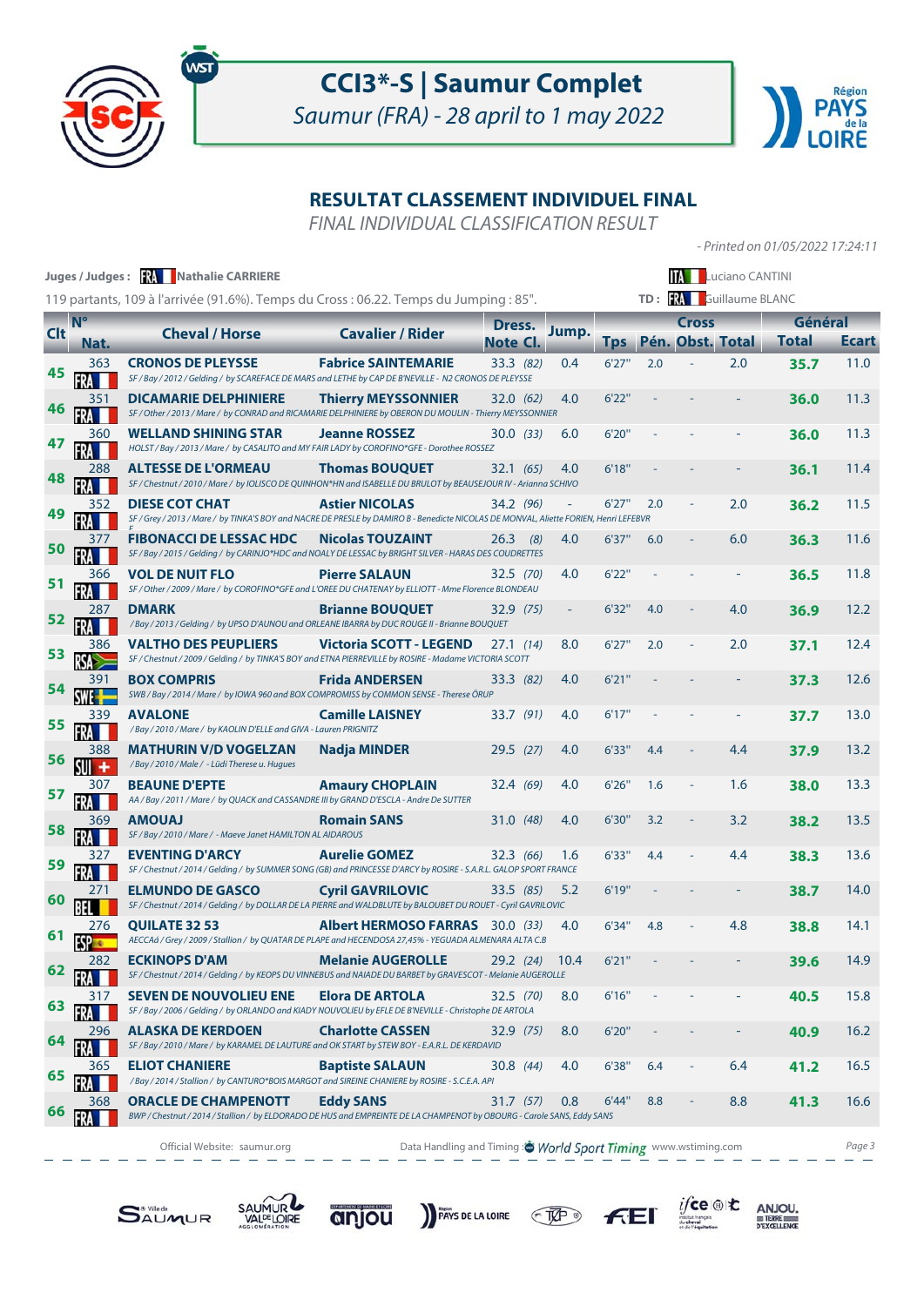# CCI3*-S | Saumur Complet

*Saumur (FRA) - 28 april to 1 may 2022*

## RESULTAT CLASSEMENT INDIVIDUEL FINAL

*FINAL INDIVIDUAL CLASSIFICATION RESULT*

*- Printed on 01/05/2022 17:24:11*

**Juges / Judges :** FRA **Nathalie CARRIERE** — ITA Luciano CANTINI

119 partants, 109 à l'arrivée (91.6%). Temps du Cross : 06.22. Temps du Jumping : 85". — **TD :** FRA Guillaume BLANC

| Clt | N° Nat. | Cheval / Horse | Cavalier / Rider | Dress. Note Cl. | Jump. | Cross Tps | Cross Pén. | Cross Obst. | Cross Total | Général Total | Général Ecart |
|---|---|---|---|---|---|---|---|---|---|---|---|
| 45 | 363 FRA | **CRONOS DE PLEYSSE**<br>*SF / Bay / 2012 / Gelding / by SCAREFACE DE MARS and LETHE by CAP DE B'NEVILLE - N2 CRONOS DE PLEYSSE* | **Fabrice SAINTEMARIE** | 33.3 *(82)* | 0.4 | 6'27" | 2.0 | - | 2.0 | **35.7** | 11.0 |
| 46 | 351 FRA | **DICAMARIE DELPHINIERE**<br>*SF / Other / 2013 / Mare / by CONRAD and RICAMARIE DELPHINIERE by OBERON DU MOULIN - Thierry MEYSSONNIER* | **Thierry MEYSSONNIER** | 32.0 *(62)* | 4.0 | 6'22" | - | - | - | **36.0** | 11.3 |
| 47 | 360 FRA | **WELLAND SHINING STAR**<br>*HOLST / Bay / 2013 / Mare / by CASALITO and MY FAIR LADY by COROFINO*GFE - Dorothee ROSSEZ* | **Jeanne ROSSEZ** | 30.0 *(33)* | 6.0 | 6'20" | - | - | - | **36.0** | 11.3 |
| 48 | 288 FRA | **ALTESSE DE L'ORMEAU**<br>*SF / Chestnut / 2010 / Mare / by IOLISCO DE QUINHON*HN and ISABELLE DU BRULOT by BEAUSEJOUR IV - Arianna SCHIVO* | **Thomas BOUQUET** | 32.1 *(65)* | 4.0 | 6'18" | - | - | - | **36.1** | 11.4 |
| 49 | 352 FRA | **DIESE COT CHAT**<br>*SF / Grey / 2013 / Mare / by TINKA'S BOY and NACRE DE PRESLE by DAMIRO B - Benedicte NICOLAS DE MONVAL, Aliette FORIEN, Henri LEFEBVRE* | **Astier NICOLAS** | 34.2 *(96)* | - | 6'27" | 2.0 | - | 2.0 | **36.2** | 11.5 |
| 50 | 377 FRA | **FIBONACCI DE LESSAC HDC**<br>*SF / Bay / 2015 / Gelding / by CARINJO*HDC and NOALY DE LESSAC by BRIGHT SILVER - HARAS DES COUDRETTES* | **Nicolas TOUZAINT** | 26.3 *(8)* | 4.0 | 6'37" | 6.0 | - | 6.0 | **36.3** | 11.6 |
| 51 | 366 FRA | **VOL DE NUIT FLO**<br>*SF / Other / 2009 / Mare / by COROFINO*GFE and L'OREE DU CHATENAY by ELLIOTT - Mme Florence BLONDEAU* | **Pierre SALAUN** | 32.5 *(70)* | 4.0 | 6'22" | - | - | - | **36.5** | 11.8 |
| 52 | 287 FRA | **DMARK**<br>*/ Bay / 2013 / Gelding / by UPSO D'AUNOU and ORLEANE IBARRA by DUC ROUGE II - Brianne BOUQUET* | **Brianne BOUQUET** | 32.9 *(75)* | - | 6'32" | 4.0 | - | 4.0 | **36.9** | 12.2 |
| 53 | 386 RSA | **VALTHO DES PEUPLIERS**<br>*SF / Chestnut / 2009 / Gelding / by TINKA'S BOY and ETNA PIERREVILLE by ROSIRE - Madame VICTORIA SCOTT* | **Victoria SCOTT - LEGEND** | 27.1 *(14)* | 8.0 | 6'27" | 2.0 | - | 2.0 | **37.1** | 12.4 |
| 54 | 391 SWE | **BOX COMPRIS**<br>*SWB / Bay / 2014 / Mare / by IOWA 960 and BOX COMPROMISS by COMMON SENSE - Therese ÖRUP* | **Frida ANDERSEN** | 33.3 *(82)* | 4.0 | 6'21" | - | - | - | **37.3** | 12.6 |
| 55 | 339 FRA | **AVALONE**<br>*/ Bay / 2010 / Mare / by KAOLIN D'ELLE and GIVA - Lauren PRIGNITZ* | **Camille LAISNEY** | 33.7 *(91)* | 4.0 | 6'17" | - | - | - | **37.7** | 13.0 |
| 56 | 388 SUI | **MATHURIN V/D VOGELZAN**<br>*/ Bay / 2010 / Male / - Lüdi Therese u. Hugues* | **Nadja MINDER** | 29.5 *(27)* | 4.0 | 6'33" | 4.4 | - | 4.4 | **37.9** | 13.2 |
| 57 | 307 FRA | **BEAUNE D'EPTE**<br>*AA / Bay / 2011 / Mare / by QUACK and CASSANDRE III by GRAND D'ESCLA - Andre De SUTTER* | **Amaury CHOPLAIN** | 32.4 *(69)* | 4.0 | 6'26" | 1.6 | - | 1.6 | **38.0** | 13.3 |
| 58 | 369 FRA | **AMOUAJ**<br>*SF / Bay / 2010 / Mare / - Maeve Janet HAMILTON AL AIDAROUS* | **Romain SANS** | 31.0 *(48)* | 4.0 | 6'30" | 3.2 | - | 3.2 | **38.2** | 13.5 |
| 59 | 327 FRA | **EVENTING D'ARCY**<br>*SF / Chestnut / 2014 / Gelding / by SUMMER SONG (GB) and PRINCESSE D'ARCY by ROSIRE - S.A.R.L. GALOP SPORT FRANCE* | **Aurelie GOMEZ** | 32.3 *(66)* | 1.6 | 6'33" | 4.4 | - | 4.4 | **38.3** | 13.6 |
| 60 | 271 BEL | **ELMUNDO DE GASCO**<br>*SF / Chestnut / 2014 / Gelding / by DOLLAR DE LA PIERRE and WALDBLUTE by BALOUBET DU ROUET - Cyril GAVRILOVIC* | **Cyril GAVRILOVIC** | 33.5 *(85)* | 5.2 | 6'19" | - | - | - | **38.7** | 14.0 |
| 61 | 276 ESP | **QUILATE 32 53**<br>*AECCAd / Grey / 2009 / Stallion / by QUATAR DE PLAPE and HECENDOSA 27,45% - YEGUADA ALMENARA ALTA C.B* | **Albert HERMOSO FARRAS** | 30.0 *(33)* | 4.0 | 6'34" | 4.8 | - | 4.8 | **38.8** | 14.1 |
| 62 | 282 FRA | **ECKINOPS D'AM**<br>*SF / Chestnut / 2014 / Gelding / by KEOPS DU VINNEBUS and NAIADE DU BARBET by GRAVESCOT - Melanie AUGEROLLE* | **Melanie AUGEROLLE** | 29.2 *(24)* | 10.4 | 6'21" | - | - | - | **39.6** | 14.9 |
| 63 | 317 FRA | **SEVEN DE NOUVOLIEU ENE**<br>*SF / Bay / 2006 / Gelding / by ORLANDO and KIADY NOUVOLIEU by EFLE DE B'NEVILLE - Christophe DE ARTOLA* | **Elora DE ARTOLA** | 32.5 *(70)* | 8.0 | 6'16" | - | - | - | **40.5** | 15.8 |
| 64 | 296 FRA | **ALASKA DE KERDOEN**<br>*SF / Bay / 2010 / Mare / by KARAMEL DE LAUTURE and OK START by STEW BOY - E.A.R.L. DE KERDAVID* | **Charlotte CASSEN** | 32.9 *(75)* | 8.0 | 6'20" | - | - | - | **40.9** | 16.2 |
| 65 | 365 FRA | **ELIOT CHANIERE**<br>*/ Bay / 2014 / Stallion / by CANTURO*BOIS MARGOT and SIREINE CHANIERE by ROSIRE - S.C.E.A. API* | **Baptiste SALAUN** | 30.8 *(44)* | 4.0 | 6'38" | 6.4 | - | 6.4 | **41.2** | 16.5 |
| 66 | 368 FRA | **ORACLE DE CHAMPENOTT**<br>*BWP / Chestnut / 2014 / Stallion / by ELDORADO DE HUS and EMPREINTE DE LA CHAMPENOT by OBOURG - Carole SANS, Eddy SANS* | **Eddy SANS** | 31.7 *(57)* | 0.8 | 6'44" | 8.8 | - | 8.8 | **41.3** | 16.6 |

Official Website: saumur.org — Data Handling and Timing : World Sport Timing www.wstiming.com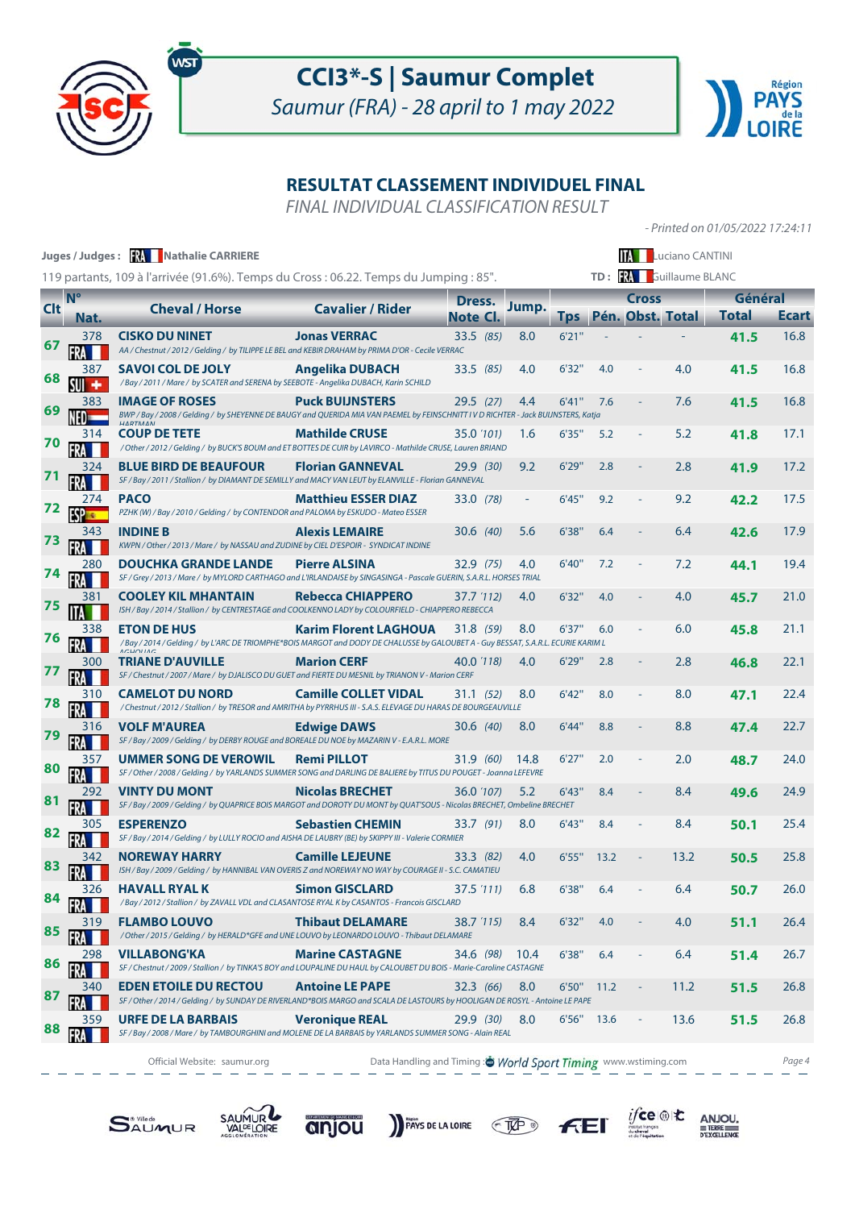# CCI3*-S | Saumur Complet

*Saumur (FRA) - 28 april to 1 may 2022*

## RESULTAT CLASSEMENT INDIVIDUEL FINAL

*FINAL INDIVIDUAL CLASSIFICATION RESULT*

*- Printed on 01/05/2022 17:24:11*

**Juges / Judges :** FRA **Nathalie CARRIERE** — ITA Luciano CANTINI

119 partants, 109 à l'arrivée (91.6%). Temps du Cross : 06.22. Temps du Jumping : 85". — **TD :** FRA Guillaume BLANC

| Clt | N° Nat. | Cheval / Horse | Cavalier / Rider | Dress. Note | Cl. | Jump. | Cross Tps | Cross Pén. | Cross Obst. | Cross Total | Général Total | Général Ecart |
|---|---|---|---|---|---|---|---|---|---|---|---|---|
| 67 | 378 FRA | **CISKO DU NINET** *AA / Chestnut / 2012 / Gelding / by TILIPPE LE BEL and KEBIR DRAHAM by PRIMA D'OR - Cecile VERRAC* | **Jonas VERRAC** | 33.5 | (85) | 8.0 | 6'21" | - | - | - | **41.5** | 16.8 |
| 68 | 387 SUI | **SAVOI COL DE JOLY** */ Bay / 2011 / Mare / by SCATER and SERENA by SEEBOTE - Angelika DUBACH, Karin SCHILD* | **Angelika DUBACH** | 33.5 | (85) | 4.0 | 6'32" | 4.0 | - | 4.0 | **41.5** | 16.8 |
| 69 | 383 NED | **IMAGE OF ROSES** *BWP / Bay / 2008 / Gelding / by SHEYENNE DE BAUGY and QUERIDA MIA VAN PAEMEL by FEINSCHNITT I V D RICHTER - Jack BUIJNSTERS, Katja HARTMAN* | **Puck BUIJNSTERS** | 29.5 | (27) | 4.4 | 6'41" | 7.6 | - | 7.6 | **41.5** | 16.8 |
| 70 | 314 FRA | **COUP DE TETE** */ Other / 2012 / Gelding / by BUCK'S BOUM and ET BOTTES DE CUIR by LAVIRCO - Mathilde CRUSE, Lauren BRIAND* | **Mathilde CRUSE** | 35.0 | (101) | 1.6 | 6'35" | 5.2 | - | 5.2 | **41.8** | 17.1 |
| 71 | 324 FRA | **BLUE BIRD DE BEAUFOUR** *SF / Bay / 2011 / Stallion / by DIAMANT DE SEMILLY and MACY VAN LEUT by ELANVILLE - Florian GANNEVAL* | **Florian GANNEVAL** | 29.9 | (30) | 9.2 | 6'29" | 2.8 | - | 2.8 | **41.9** | 17.2 |
| 72 | 274 ESP | **PACO** *PZHK (W) / Bay / 2010 / Gelding / by CONTENDOR and PALOMA by ESKUDO - Mateo ESSER* | **Matthieu ESSER DIAZ** | 33.0 | (78) | - | 6'45" | 9.2 | - | 9.2 | **42.2** | 17.5 |
| 73 | 343 FRA | **INDINE B** *KWPN / Other / 2013 / Mare / by NASSAU and ZUDINE by CIEL D'ESPOIR - SYNDICAT INDINE* | **Alexis LEMAIRE** | 30.6 | (40) | 5.6 | 6'38" | 6.4 | - | 6.4 | **42.6** | 17.9 |
| 74 | 280 FRA | **DOUCHKA GRANDE LANDE** *SF / Grey / 2013 / Mare / by MYLORD CARTHAGO and L'IRLANDAISE by SINGASINGA - Pascale GUERIN, S.A.R.L. HORSES TRIAL* | **Pierre ALSINA** | 32.9 | (75) | 4.0 | 6'40" | 7.2 | - | 7.2 | **44.1** | 19.4 |
| 75 | 381 ITA | **COOLEY KIL MHANTAIN** *ISH / Bay / 2014 / Stallion / by CENTRESTAGE and COOLKENNO LADY by COOLFIELD - CHIAPPERO REBECCA* | **Rebecca CHIAPPERO** | 37.7 | (112) | 4.0 | 6'32" | 4.0 | - | 4.0 | **45.7** | 21.0 |
| 76 | 338 FRA | **ETON DE HUS** */ Bay / 2014 / Gelding / by L'ARC DE TRIOMPHE*BOIS MARGOT and DODY DE CHALUSSE by GALOUBET A - Guy BESSAT, S.A.R.L. ECURIE KARIM LAGHOUAG* | **Karim Florent LAGHOUA** | 31.8 | (59) | 8.0 | 6'37" | 6.0 | - | 6.0 | **45.8** | 21.1 |
| 77 | 300 FRA | **TRIANE D'AUVILLE** *SF / Chestnut / 2007 / Mare / by DJALISCO DU GUET and FIERTE DU MESNIL by TRIANON V - Marion CERF* | **Marion CERF** | 40.0 | (118) | 4.0 | 6'29" | 2.8 | - | 2.8 | **46.8** | 22.1 |
| 78 | 310 FRA | **CAMELOT DU NORD** */ Chestnut / 2012 / Stallion / by TRESOR and AMRITHA by PYRRHUS III - S.A.S. ELEVAGE DU HARAS DE BOURGEAUVILLE* | **Camille COLLET VIDAL** | 31.1 | (52) | 8.0 | 6'42" | 8.0 | - | 8.0 | **47.1** | 22.4 |
| 79 | 316 FRA | **VOLF M'AUREA** *SF / Bay / 2009 / Gelding / by DERBY ROUGE and BOREALE DU NOE by MAZARIN V - E.A.R.L. MORE* | **Edwige DAWS** | 30.6 | (40) | 8.0 | 6'44" | 8.8 | - | 8.8 | **47.4** | 22.7 |
| 80 | 357 FRA | **UMMER SONG DE VEROWIL** *SF / Other / 2008 / Gelding / by YARLANDS SUMMER SONG and DARLING DE BALIERE by TITUS DU POUGET - Joanna LEFEVRE* | **Remi PILLOT** | 31.9 | (60) | 14.8 | 6'27" | 2.0 | - | 2.0 | **48.7** | 24.0 |
| 81 | 292 FRA | **VINTY DU MONT** *SF / Bay / 2009 / Gelding / by QUAPRICE BOIS MARGOT and DOROTY DU MONT by QUAT'SOUS - Nicolas BRECHET, Ombeline BRECHET* | **Nicolas BRECHET** | 36.0 | (107) | 5.2 | 6'43" | 8.4 | - | 8.4 | **49.6** | 24.9 |
| 82 | 305 FRA | **ESPERENZO** *SF / Bay / 2014 / Gelding / by LULLY ROCIO and AISHA DE LAUBRY (BE) by SKIPPY III - Valerie CORMIER* | **Sebastien CHEMIN** | 33.7 | (91) | 8.0 | 6'43" | 8.4 | - | 8.4 | **50.1** | 25.4 |
| 83 | 342 FRA | **NOREWAY HARRY** *ISH / Bay / 2009 / Gelding / by HANNIBAL VAN OVERIS Z and NOREWAY NO WAY by COURAGE II - S.C. CAMATIEU* | **Camille LEJEUNE** | 33.3 | (82) | 4.0 | 6'55" | 13.2 | - | 13.2 | **50.5** | 25.8 |
| 84 | 326 FRA | **HAVALL RYAL K** */ Bay / 2012 / Stallion / by ZAVALL VDL and CLASANTOSE RYAL K by CASANTOS - Francois GISCLARD* | **Simon GISCLARD** | 37.5 | (111) | 6.8 | 6'38" | 6.4 | - | 6.4 | **50.7** | 26.0 |
| 85 | 319 FRA | **FLAMBO LOUVO** */ Other / 2015 / Gelding / by HERALD*GFE and UNE LOUVO by LEONARDO LOUVO - Thibaut DELAMARE* | **Thibaut DELAMARE** | 38.7 | (115) | 8.4 | 6'32" | 4.0 | - | 4.0 | **51.1** | 26.4 |
| 86 | 298 FRA | **VILLABONG'KA** *SF / Chestnut / 2009 / Stallion / by TINKA'S BOY and LOUPALINE DU HAUL by CALOUBET DU BOIS - Marie-Caroline CASTAGNE* | **Marine CASTAGNE** | 34.6 | (98) | 10.4 | 6'38" | 6.4 | - | 6.4 | **51.4** | 26.7 |
| 87 | 340 FRA | **EDEN ETOILE DU RECTOU** *SF / Other / 2014 / Gelding / by SUNDAY DE RIVERLAND*BOIS MARGO and SCALA DE LASTOURS by HOOLIGAN DE ROSYL - Antoine LE PAPE* | **Antoine LE PAPE** | 32.3 | (66) | 8.0 | 6'50" | 11.2 | - | 11.2 | **51.5** | 26.8 |
| 88 | 359 FRA | **URFE DE LA BARBAIS** *SF / Bay / 2008 / Mare / by TAMBOURGHINI and MOLENE DE LA BARBAIS by YARLANDS SUMMER SONG - Alain REAL* | **Veronique REAL** | 29.9 | (30) | 8.0 | 6'56" | 13.6 | - | 13.6 | **51.5** | 26.8 |

Official Website: saumur.org — Data Handling and Timing : World Sport Timing www.wstiming.com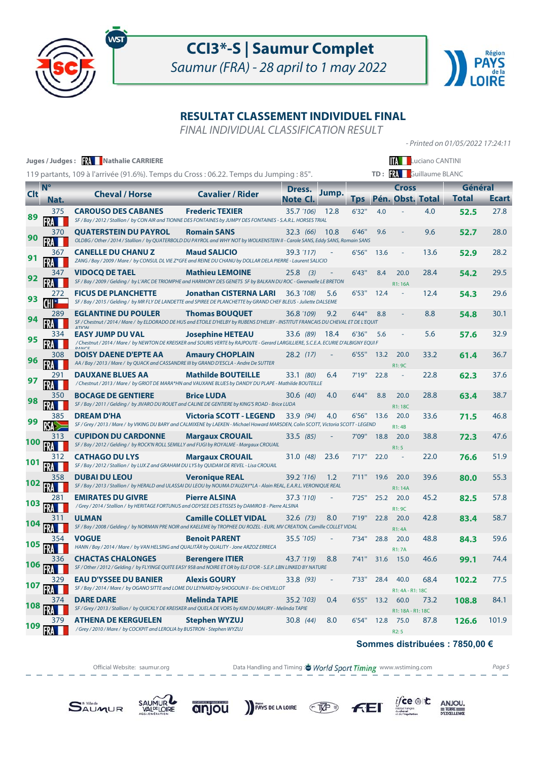# CCI3*-S | Saumur Complet

*Saumur (FRA) - 28 april to 1 may 2022*

## RESULTAT CLASSEMENT INDIVIDUEL FINAL

*FINAL INDIVIDUAL CLASSIFICATION RESULT*

*- Printed on 01/05/2022 17:24:11*

**Juges / Judges :** FRA **Nathalie CARRIERE** — ITA Luciano CANTINI

119 partants, 109 à l'arrivée (91.6%). Temps du Cross : 06.22. Temps du Jumping : 85". — TD : FRA Guillaume BLANC

| Clt | N° / Nat. | Cheval / Horse | Cavalier / Rider | Dress. Note Cl. | Jump. | Cross Tps | Cross Pén. | Cross Obst. | Cross Total | Général Total | Général Ecart |
|---|---|---|---|---|---|---|---|---|---|---|---|
| 89 | 375 FRA | **CAROUSO DES CABANES**<br>SF / Bay / 2012 / Stallion / by CON AIR and TIONNE DES FONTAINES by JUMPY DES FONTAINES - S.A.R.L. HORSES TRIAL | **Frederic TEXIER** | 35.7 (106) | 12.8 | 6'32" | 4.0 | - | 4.0 | **52.5** | 27.8 |
| 90 | 370 FRA | **QUATERSTEIN DU PAYROL**<br>OLDBG / Other / 2014 / Stallion / by QUATERBOLD DU PAYROL and WHY NOT by WOLKENSTEIN II - Carole SANS, Eddy SANS, Romain SANS | **Romain SANS** | 32.3 (66) | 10.8 | 6'46" | 9.6 | - | 9.6 | **52.7** | 28.0 |
| 91 | 367 FRA | **CANELLE DU CHANU Z**<br>ZANG / Bay / 2009 / Mare / by CONSUL DL VIE Z*GFE and REINE DU CHANU by DOLLAR DELA PIERRE - Laurent SALICIO | **Maud SALICIO** | 39.3 (117) | - | 6'56" | 13.6 | - | 13.6 | **52.9** | 28.2 |
| 92 | 347 FRA | **VIDOCQ DE TAEL**<br>SF / Bay / 2009 / Gelding / by L'ARC DE TRIOMPHE and HARMONY DES GENETS SF by BALKAN DU ROC - Gwenaelle LE BRETON | **Mathieu LEMOINE** | 25.8 (3) | - | 6'43" | 8.4 | 20.0<br>R1: 16A | 28.4 | **54.2** | 29.5 |
| 93 | 272 CHI | **FICUS DE PLANCHETTE**<br>SF / Bay / 2015 / Gelding / by MR FLY DE LANDETTE and SPIREE DE PLANCHETTE by GRAND CHEF BLEUS - Juliette DALSEME | **Jonathan CISTERNA LARI** | 36.3 (108) | 5.6 | 6'53" | 12.4 | - | 12.4 | **54.3** | 29.6 |
| 94 | 289 FRA | **EGLANTINE DU POULER**<br>SF / Chestnut / 2014 / Mare / by ELDORADO DE HUS and ETOILE D'HELBY by RUBENS D'HELBY - INSTITUT FRANCAIS DU CHEVAL ET DE L'EQUITATION | **Thomas BOUQUET** | 36.8 (109) | 9.2 | 6'44" | 8.8 | - | 8.8 | **54.8** | 30.1 |
| 95 | 334 FRA | **EASY JUMP DU VAL**<br>/ Chestnut / 2014 / Mare / by NEWTON DE KREISKER and SOURIS VERTE by RAJPOUTE - Gerard LARGILLIERE, S.C.E.A. ECURIE D'ALBIGNY EQUI FRANCE | **Josephine HETEAU** | 33.6 (89) | 18.4 | 6'36" | 5.6 | - | 5.6 | **57.6** | 32.9 |
| 96 | 308 FRA | **DOISY DAENE D'EPTE AA**<br>AA / Bay / 2013 / Mare / by QUACK and CASSANDRE III by GRAND D'ESCLA - Andre De SUTTER | **Amaury CHOPLAIN** | 28.2 (17) | - | 6'55" | 13.2 | 20.0<br>R1: 9C | 33.2 | **61.4** | 36.7 |
| 97 | 291 FRA | **DAUXANE BLUES AA**<br>/ Chestnut / 2013 / Mare / by GRIOT DE MARA*HN and VAUXANE BLUES by DANDY DU PLAPE - Mathilde BOUTEILLE | **Mathilde BOUTEILLE** | 33.1 (80) | 6.4 | 7'19" | 22.8 | - | 22.8 | **62.3** | 37.6 |
| 98 | 350 FRA | **BOCAGE DE GENTIERE**<br>SF / Bay / 2011 / Gelding / by JIVARO DU ROUET and CALINE DE GENTIERE by KING'S ROAD - Brice LUDA | **Brice LUDA** | 30.6 (40) | 4.0 | 6'44" | 8.8 | 20.0<br>R1: 18C | 28.8 | **63.4** | 38.7 |
| 99 | 385 RSA | **DREAM D'HA**<br>SF / Grey / 2013 / Mare / by VIKING DU BARY and CALMIXENE by LAEKEN - Michael Howard MARSDEN, Colin SCOTT, Victoria SCOTT - LEGEND | **Victoria SCOTT - LEGEND** | 33.9 (94) | 4.0 | 6'56" | 13.6 | 20.0<br>R1: 4B | 33.6 | **71.5** | 46.8 |
| 100 | 313 FRA | **CUPIDON DU CARDONNE**<br>SF / Bay / 2012 / Gelding / by ROCK'N ROLL SEMILLY and FUGI by ROYALME - Margaux CROUAIL | **Margaux CROUAIL** | 33.5 (85) | - | 7'09" | 18.8 | 20.0<br>R1: 5 | 38.8 | **72.3** | 47.6 |
| 101 | 312 FRA | **CATHAGO DU LYS**<br>SF / Bay / 2012 / Stallion / by LUX Z and GRAHAM DU LYS by QUIDAM DE REVEL - Lisa CROUAIL | **Margaux CROUAIL** | 31.0 (48) | 23.6 | 7'17" | 22.0 | - | 22.0 | **76.6** | 51.9 |
| 102 | 358 FRA | **DUBAI DU LEOU**<br>SF / Bay / 2013 / Stallion / by HERALD and ULASSAI DU LEOU by NOUMA D'AUZAY*LA - Alain REAL, E.A.R.L. VERONIQUE REAL | **Veronique REAL** | 39.2 (116) | 1.2 | 7'11" | 19.6 | 20.0<br>R1: 14A | 39.6 | **80.0** | 55.3 |
| 103 | 281 FRA | **EMIRATES DU GIVRE**<br>/ Grey / 2014 / Stallion / by HERITAGE FORTUNUS and ODYSEE DES ETISSES by DAMIRO B - Pierre ALSINA | **Pierre ALSINA** | 37.3 (110) | - | 7'25" | 25.2 | 20.0<br>R1: 9C | 45.2 | **82.5** | 57.8 |
| 104 | 311 FRA | **ULMAN**<br>SF / Bay / 2008 / Gelding / by NORMAN PRE NOIR and KAELEME by TROPHEE DU ROZEL - EURL MV CREATION, Camille COLLET VIDAL | **Camille COLLET VIDAL** | 32.6 (73) | 8.0 | 7'19" | 22.8 | 20.0<br>R1: 4A | 42.8 | **83.4** | 58.7 |
| 105 | 354 FRA | **VOGUE**<br>HANN / Bay / 2014 / Mare / by VAN HELSING and QUALITÄR by QUALITY - Jone ARZOZ ERRECA | **Benoit PARENT** | 35.5 (105) | - | 7'34" | 28.8 | 20.0<br>R1: 7A | 48.8 | **84.3** | 59.6 |
| 106 | 336 FRA | **CHACTAS CHALONGES**<br>SF / Other / 2012 / Gelding / by FLYINGE QUITE EASY 958 and NOIRE ET OR by ELF D'OR - S.E.P. LBN LINKED BY NATURE | **Berengere ITIER** | 43.7 (119) | 8.8 | 7'41" | 31.6 | 15.0 | 46.6 | **99.1** | 74.4 |
| 107 | 329 FRA | **EAU D'YSSEE DU BANIER**<br>SF / Bay / 2014 / Mare / by OGANO SITTE and LOME DU LEYNARD by SHOGOUN II - Eric CHEVILLOT | **Alexis GOURY** | 33.8 (93) | - | 7'33" | 28.4 | 40.0<br>R1: 4A - R1: 18C | 68.4 | **102.2** | 77.5 |
| 108 | 374 FRA | **DARE DARE**<br>SF / Grey / 2013 / Stallion / by QUICKLY DE KREISKER and QUELA DE VORS by KIM DU MAURY - Melinda TAPIE | **Melinda TAPIE** | 35.2 (103) | 0.4 | 6'55" | 13.2 | 60.0<br>R1: 18A - R1: 18C | 73.2 | **108.8** | 84.1 |
| 109 | 379 FRA | **ATHENA DE KERGUELEN**<br>/ Grey / 2010 / Mare / by COCKPIT and LEROLIA by BUSTRON - Stephen WYZUJ | **Stephen WYZUJ** | 30.8 (44) | 8.0 | 6'54" | 12.8 | 75.0<br>R2: 5 | 87.8 | **126.6** | 101.9 |

**Sommes distribuées : 7850,00 €**

Official Website: saumur.org — Data Handling and Timing: World Sport Timing www.wstiming.com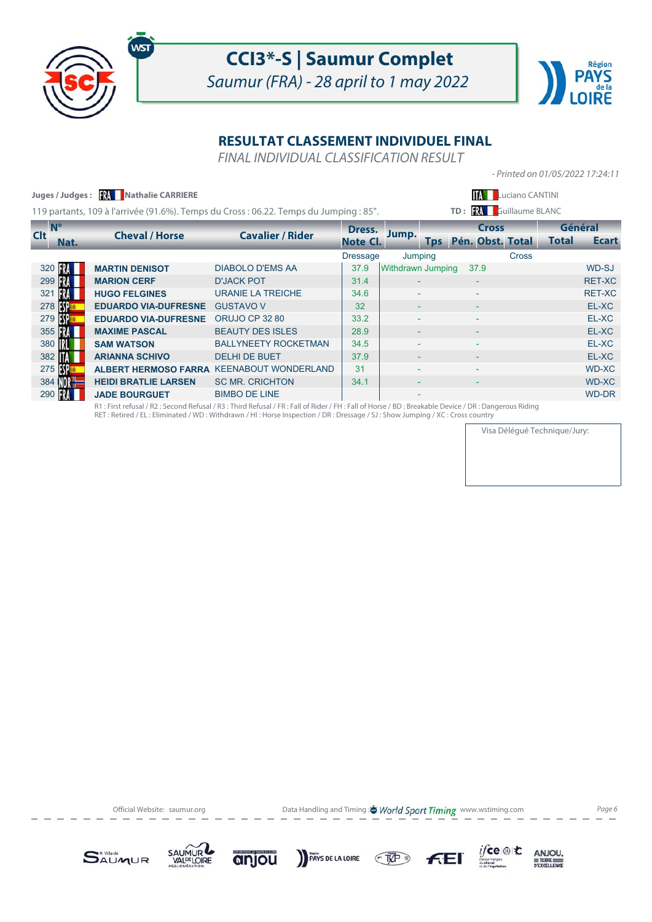# CCI3*-S | Saumur Complet

*Saumur (FRA) - 28 april to 1 may 2022*

## RESULTAT CLASSEMENT INDIVIDUEL FINAL

*FINAL INDIVIDUAL CLASSIFICATION RESULT*

*- Printed on 01/05/2022 17:24:11*

**Juges / Judges :** FRA Nathalie CARRIERE — ITA Luciano CANTINI

119 partants, 109 à l'arrivée (91.6%). Temps du Cross : 06.22. Temps du Jumping : 85". — TD : FRA Guillaume BLANC

| Clt | N° | Nat. | Cheval / Horse | Cavalier / Rider | Dress. Note Cl. | Jump. | Cross Tps | Cross Pén. Obst. | Cross Total | Général Total | Général Ecart |
|---|---|---|---|---|---|---|---|---|---|---|---|
| | | | | | Dressage | Jumping | | | Cross | | |
| | 320 | FRA | MARTIN DENISOT | DIABOLO D'EMS AA | 37.9 | Withdrawn Jumping | | 37.9 | | | WD-SJ |
| | 299 | FRA | MARION CERF | D'JACK POT | 31.4 | - | | - | | | RET-XC |
| | 321 | FRA | HUGO FELGINES | URANIE LA TREICHE | 34.6 | - | | - | | | RET-XC |
| | 278 | ESP | EDUARDO VIA-DUFRESNE | GUSTAVO V | 32 | - | | - | | | EL-XC |
| | 279 | ESP | EDUARDO VIA-DUFRESNE | ORUJO CP 32 80 | 33.2 | - | | - | | | EL-XC |
| | 355 | FRA | MAXIME PASCAL | BEAUTY DES ISLES | 28.9 | - | | - | | | EL-XC |
| | 380 | IRL | SAM WATSON | BALLYNEETY ROCKETMAN | 34.5 | - | | - | | | EL-XC |
| | 382 | ITA | ARIANNA SCHIVO | DELHI DE BUET | 37.9 | - | | - | | | EL-XC |
| | 275 | ESP | ALBERT HERMOSO FARRA | KEENABOUT WONDERLAND | 31 | - | | - | | | WD-XC |
| | 384 | NOR | HEIDI BRATLIE LARSEN | SC MR. CRICHTON | 34.1 | - | | - | | | WD-XC |
| | 290 | FRA | JADE BOURGUET | BIMBO DE LINE | | - | | | | | WD-DR |

R1 : First refusal / R2 : Second Refusal / R3 : Third Refusal / FR : Fall of Rider / FH : Fall of Horse / BD : Breakable Device / DR : Dangerous Riding
RET : Retired / EL : Eliminated / WD : Withdrawn / HI : Horse Inspection / DR : Dressage / SJ : Show Jumping / XC : Cross country

Visa Délégué Technique/Jury:

Official Website: saumur.org — Data Handling and Timing : World Sport Timing www.wstiming.com